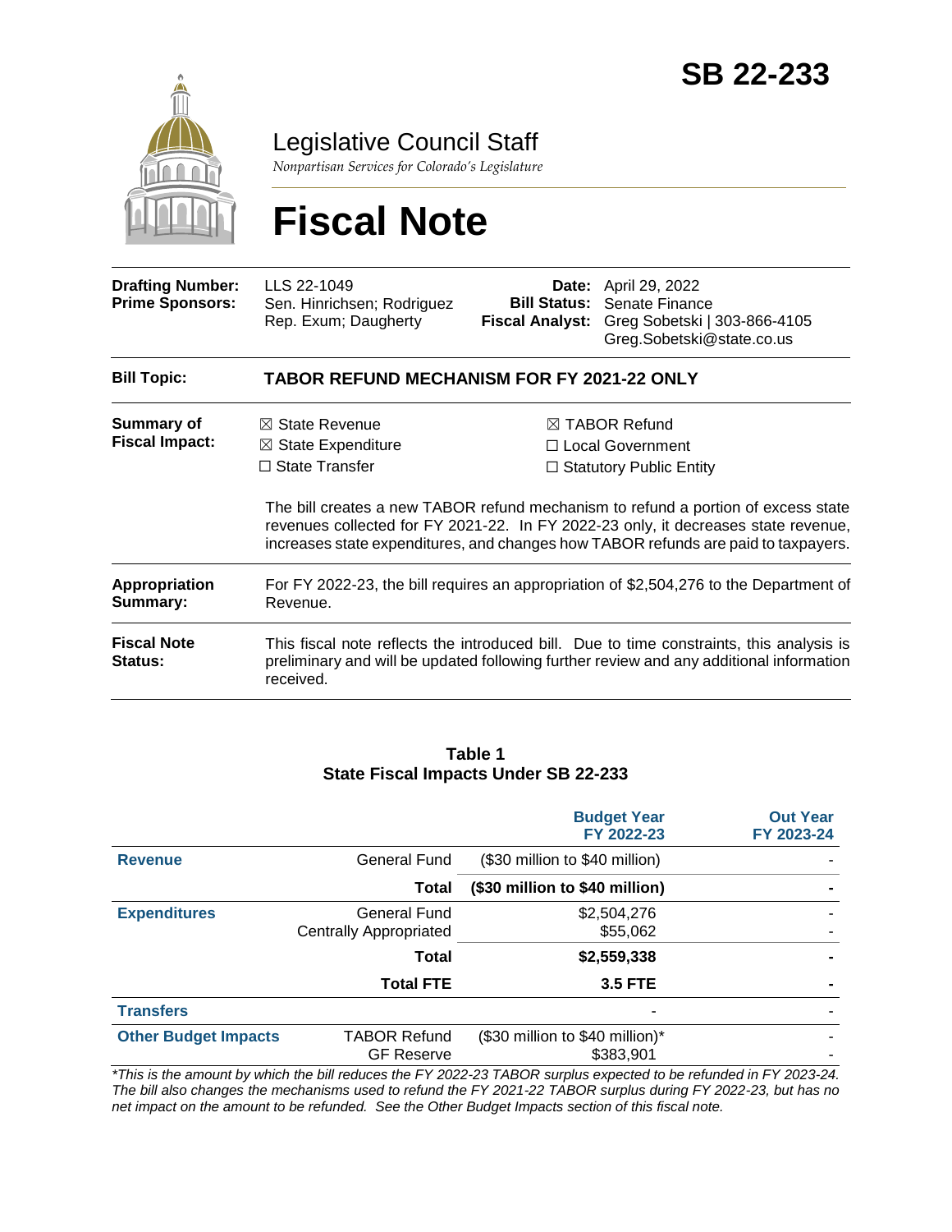# SB 22-233

## Legislative Council Staff

*Nonpartisan Services for Colorado's Legislature*

# Fiscal Note

| | | | |
|---|---|---|---|
| **Drafting Number:** | LLS 22-1049 | **Date:** | April 29, 2022 |
| **Prime Sponsors:** | Sen. Hinrichsen; Rodriguez<br>Rep. Exum; Daugherty | **Bill Status:** | Senate Finance |
| | | **Fiscal Analyst:** | Greg Sobetski \| 303-866-4105<br>Greg.Sobetski@state.co.us |

**Bill Topic:** **TABOR REFUND MECHANISM FOR FY 2021-22 ONLY**

**Summary of Fiscal Impact:**

☒ State Revenue
☒ State Expenditure
☐ State Transfer
☒ TABOR Refund
☐ Local Government
☐ Statutory Public Entity

The bill creates a new TABOR refund mechanism to refund a portion of excess state revenues collected for FY 2021-22. In FY 2022-23 only, it decreases state revenue, increases state expenditures, and changes how TABOR refunds are paid to taxpayers.

**Appropriation Summary:** For FY 2022-23, the bill requires an appropriation of $2,504,276 to the Department of Revenue.

**Fiscal Note Status:** This fiscal note reflects the introduced bill. Due to time constraints, this analysis is preliminary and will be updated following further review and any additional information received.

**Table 1**
**State Fiscal Impacts Under SB 22-233**

| | | Budget Year FY 2022-23 | Out Year FY 2023-24 |
|---|---|---|---|
| **Revenue** | General Fund | ($30 million to $40 million) | - |
| | **Total** | **($30 million to $40 million)** | **-** |
| **Expenditures** | General Fund<br>Centrally Appropriated | $2,504,276<br>$55,062 | -<br>- |
| | **Total** | **$2,559,338** | **-** |
| | **Total FTE** | **3.5 FTE** | **-** |
| **Transfers** | | - | - |
| **Other Budget Impacts** | TABOR Refund<br>GF Reserve | ($30 million to $40 million)*<br>$383,901 | -<br>- |

*\*This is the amount by which the bill reduces the FY 2022-23 TABOR surplus expected to be refunded in FY 2023-24. The bill also changes the mechanisms used to refund the FY 2021-22 TABOR surplus during FY 2022-23, but has no net impact on the amount to be refunded. See the Other Budget Impacts section of this fiscal note.*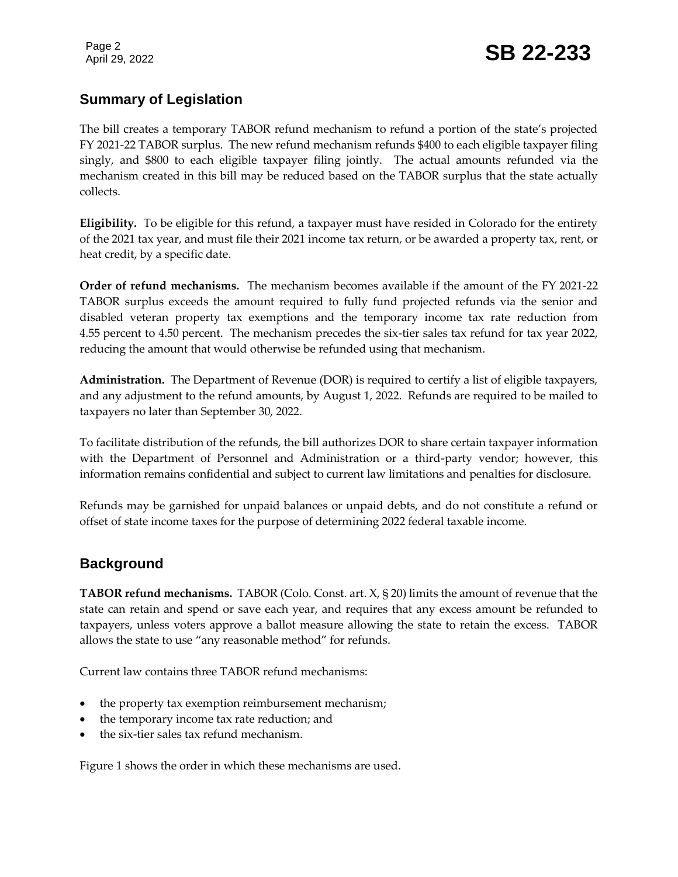## Summary of Legislation

The bill creates a temporary TABOR refund mechanism to refund a portion of the state's projected FY 2021-22 TABOR surplus. The new refund mechanism refunds $400 to each eligible taxpayer filing singly, and $800 to each eligible taxpayer filing jointly. The actual amounts refunded via the mechanism created in this bill may be reduced based on the TABOR surplus that the state actually collects.

**Eligibility.** To be eligible for this refund, a taxpayer must have resided in Colorado for the entirety of the 2021 tax year, and must file their 2021 income tax return, or be awarded a property tax, rent, or heat credit, by a specific date.

**Order of refund mechanisms.** The mechanism becomes available if the amount of the FY 2021-22 TABOR surplus exceeds the amount required to fully fund projected refunds via the senior and disabled veteran property tax exemptions and the temporary income tax rate reduction from 4.55 percent to 4.50 percent. The mechanism precedes the six-tier sales tax refund for tax year 2022, reducing the amount that would otherwise be refunded using that mechanism.

**Administration.** The Department of Revenue (DOR) is required to certify a list of eligible taxpayers, and any adjustment to the refund amounts, by August 1, 2022. Refunds are required to be mailed to taxpayers no later than September 30, 2022.

To facilitate distribution of the refunds, the bill authorizes DOR to share certain taxpayer information with the Department of Personnel and Administration or a third-party vendor; however, this information remains confidential and subject to current law limitations and penalties for disclosure.

Refunds may be garnished for unpaid balances or unpaid debts, and do not constitute a refund or offset of state income taxes for the purpose of determining 2022 federal taxable income.

## Background

**TABOR refund mechanisms.** TABOR (Colo. Const. art. X, § 20) limits the amount of revenue that the state can retain and spend or save each year, and requires that any excess amount be refunded to taxpayers, unless voters approve a ballot measure allowing the state to retain the excess. TABOR allows the state to use "any reasonable method" for refunds.

Current law contains three TABOR refund mechanisms:

- the property tax exemption reimbursement mechanism;
- the temporary income tax rate reduction; and
- the six-tier sales tax refund mechanism.

Figure 1 shows the order in which these mechanisms are used.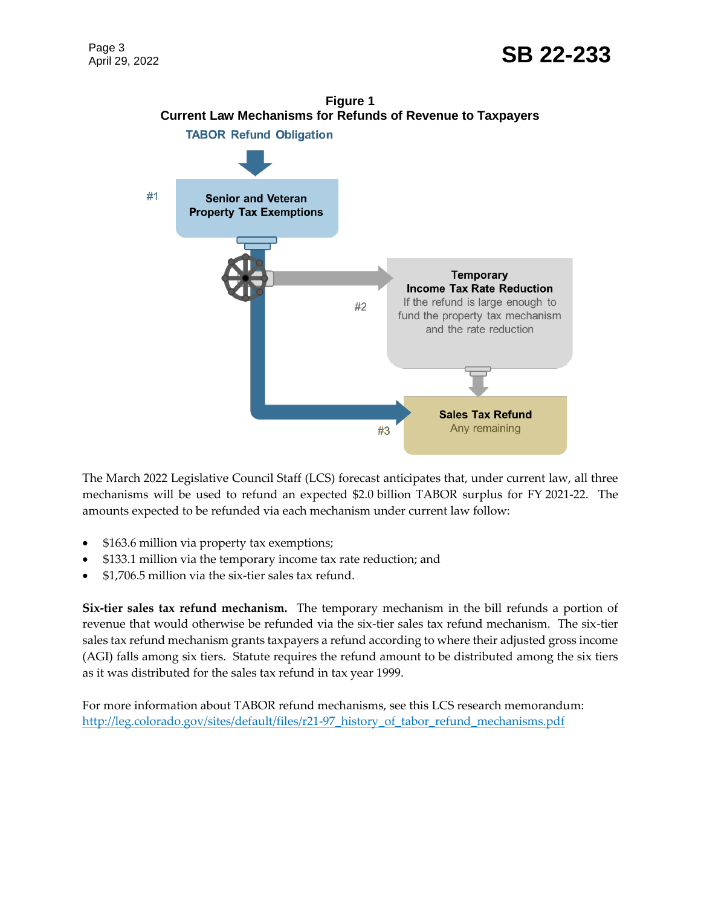**Figure 1**
**Current Law Mechanisms for Refunds of Revenue to Taxpayers**

TABOR Refund Obligation

#1 **Senior and Veteran Property Tax Exemptions**

#2 **Temporary Income Tax Rate Reduction** If the refund is large enough to fund the property tax mechanism and the rate reduction

#3 **Sales Tax Refund** Any remaining

The March 2022 Legislative Council Staff (LCS) forecast anticipates that, under current law, all three mechanisms will be used to refund an expected $2.0 billion TABOR surplus for FY 2021-22. The amounts expected to be refunded via each mechanism under current law follow:

- $163.6 million via property tax exemptions;
- $133.1 million via the temporary income tax rate reduction; and
- $1,706.5 million via the six-tier sales tax refund.

**Six-tier sales tax refund mechanism.** The temporary mechanism in the bill refunds a portion of revenue that would otherwise be refunded via the six-tier sales tax refund mechanism. The six-tier sales tax refund mechanism grants taxpayers a refund according to where their adjusted gross income (AGI) falls among six tiers. Statute requires the refund amount to be distributed among the six tiers as it was distributed for the sales tax refund in tax year 1999.

For more information about TABOR refund mechanisms, see this LCS research memorandum: http://leg.colorado.gov/sites/default/files/r21-97_history_of_tabor_refund_mechanisms.pdf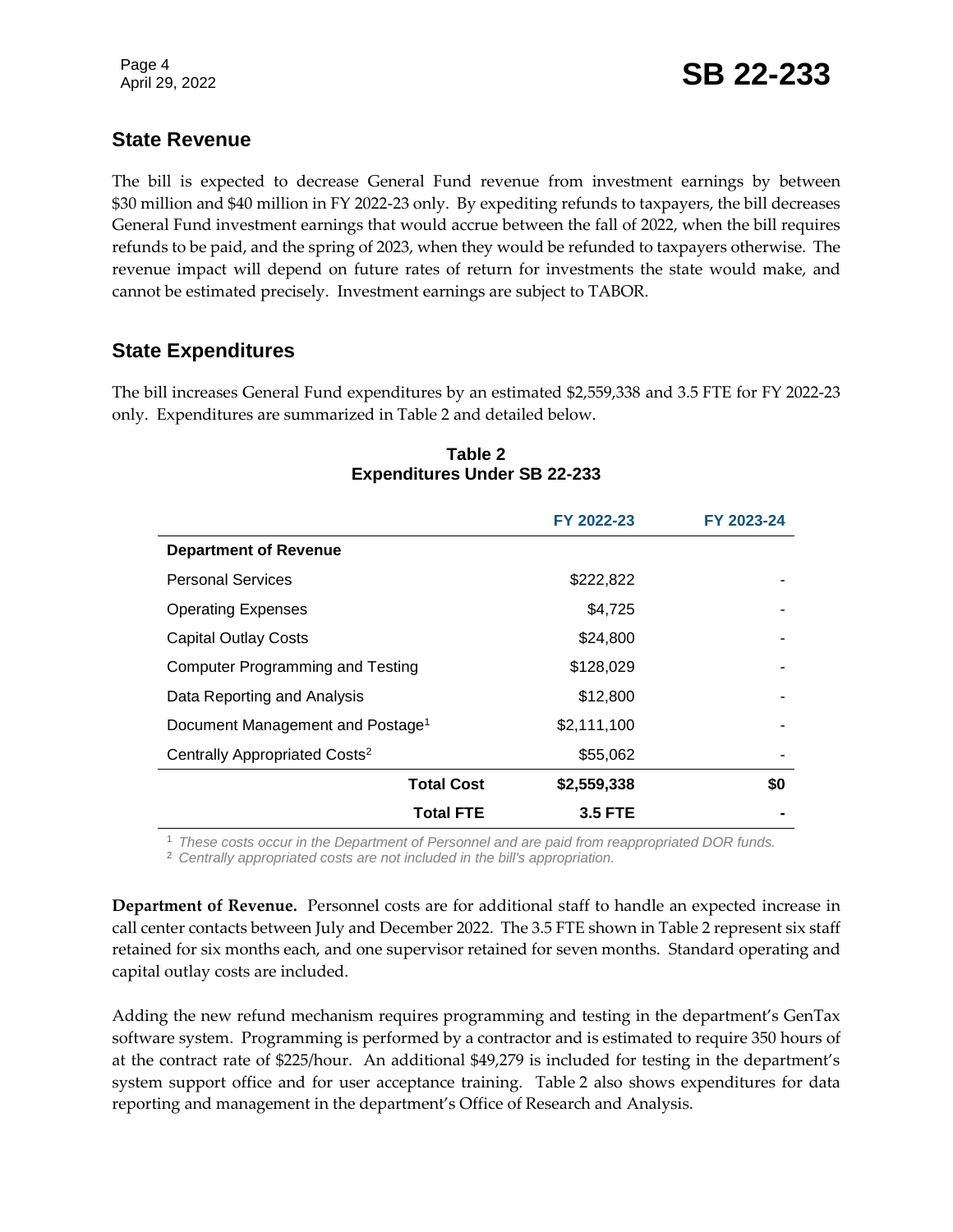## State Revenue

The bill is expected to decrease General Fund revenue from investment earnings by between $30 million and $40 million in FY 2022-23 only. By expediting refunds to taxpayers, the bill decreases General Fund investment earnings that would accrue between the fall of 2022, when the bill requires refunds to be paid, and the spring of 2023, when they would be refunded to taxpayers otherwise. The revenue impact will depend on future rates of return for investments the state would make, and cannot be estimated precisely. Investment earnings are subject to TABOR.

## State Expenditures

The bill increases General Fund expenditures by an estimated $2,559,338 and 3.5 FTE for FY 2022-23 only. Expenditures are summarized in Table 2 and detailed below.

**Table 2**
**Expenditures Under SB 22-233**

| | FY 2022-23 | FY 2023-24 |
|---|---|---|
| **Department of Revenue** | | |
| Personal Services | $222,822 | - |
| Operating Expenses | $4,725 | - |
| Capital Outlay Costs | $24,800 | - |
| Computer Programming and Testing | $128,029 | - |
| Data Reporting and Analysis | $12,800 | - |
| Document Management and Postage[1] | $2,111,100 | - |
| Centrally Appropriated Costs[2] | $55,062 | - |
| **Total Cost** | **$2,559,338** | **$0** |
| **Total FTE** | **3.5 FTE** | **-** |

[1] *These costs occur in the Department of Personnel and are paid from reappropriated DOR funds.*
[2] *Centrally appropriated costs are not included in the bill's appropriation.*

**Department of Revenue.** Personnel costs are for additional staff to handle an expected increase in call center contacts between July and December 2022. The 3.5 FTE shown in Table 2 represent six staff retained for six months each, and one supervisor retained for seven months. Standard operating and capital outlay costs are included.

Adding the new refund mechanism requires programming and testing in the department's GenTax software system. Programming is performed by a contractor and is estimated to require 350 hours of at the contract rate of $225/hour. An additional $49,279 is included for testing in the department's system support office and for user acceptance training. Table 2 also shows expenditures for data reporting and management in the department's Office of Research and Analysis.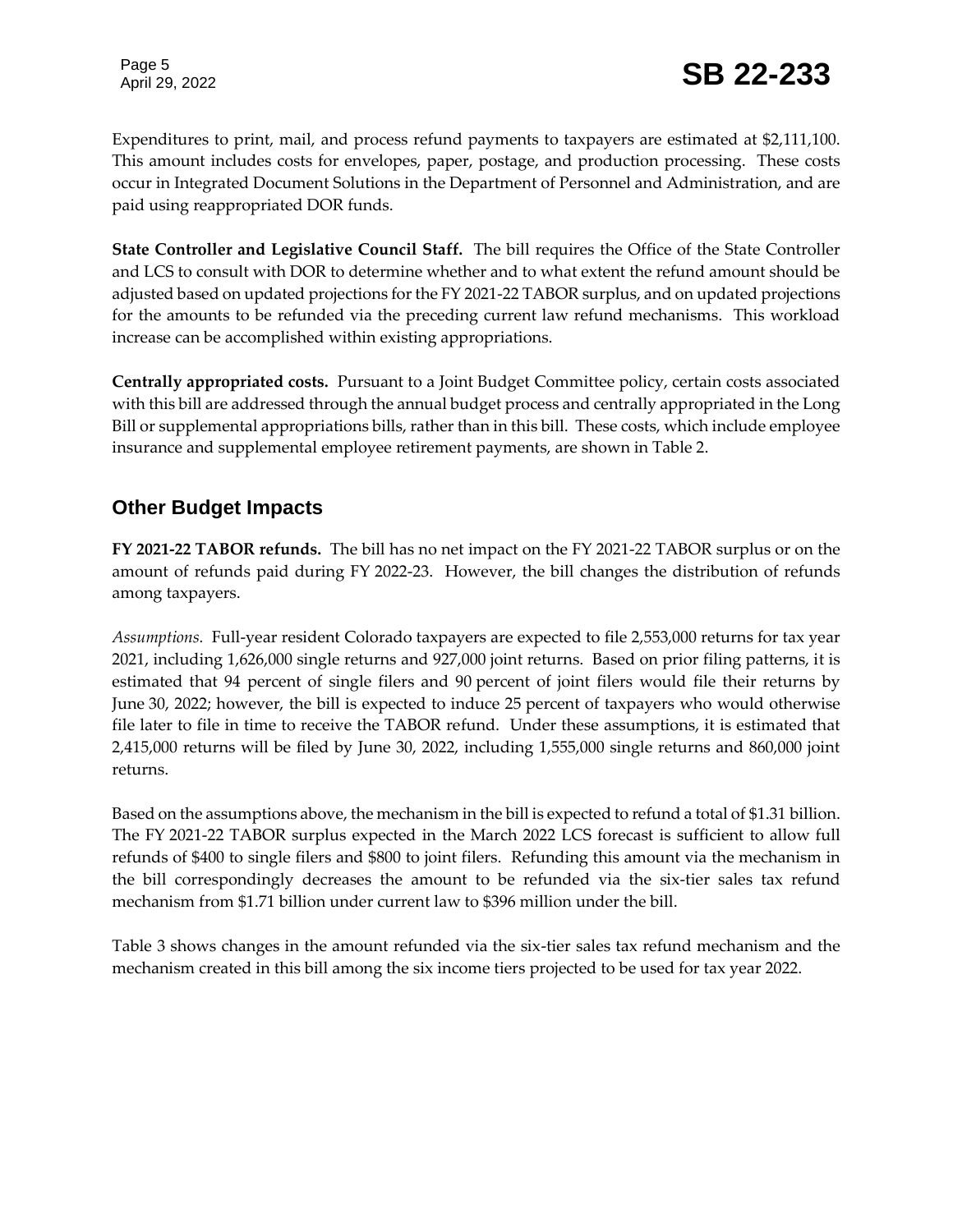Expenditures to print, mail, and process refund payments to taxpayers are estimated at $2,111,100. This amount includes costs for envelopes, paper, postage, and production processing. These costs occur in Integrated Document Solutions in the Department of Personnel and Administration, and are paid using reappropriated DOR funds.

**State Controller and Legislative Council Staff.** The bill requires the Office of the State Controller and LCS to consult with DOR to determine whether and to what extent the refund amount should be adjusted based on updated projections for the FY 2021-22 TABOR surplus, and on updated projections for the amounts to be refunded via the preceding current law refund mechanisms. This workload increase can be accomplished within existing appropriations.

**Centrally appropriated costs.** Pursuant to a Joint Budget Committee policy, certain costs associated with this bill are addressed through the annual budget process and centrally appropriated in the Long Bill or supplemental appropriations bills, rather than in this bill. These costs, which include employee insurance and supplemental employee retirement payments, are shown in Table 2.

## Other Budget Impacts

**FY 2021-22 TABOR refunds.** The bill has no net impact on the FY 2021-22 TABOR surplus or on the amount of refunds paid during FY 2022-23. However, the bill changes the distribution of refunds among taxpayers.

*Assumptions.* Full-year resident Colorado taxpayers are expected to file 2,553,000 returns for tax year 2021, including 1,626,000 single returns and 927,000 joint returns. Based on prior filing patterns, it is estimated that 94 percent of single filers and 90 percent of joint filers would file their returns by June 30, 2022; however, the bill is expected to induce 25 percent of taxpayers who would otherwise file later to file in time to receive the TABOR refund. Under these assumptions, it is estimated that 2,415,000 returns will be filed by June 30, 2022, including 1,555,000 single returns and 860,000 joint returns.

Based on the assumptions above, the mechanism in the bill is expected to refund a total of $1.31 billion. The FY 2021-22 TABOR surplus expected in the March 2022 LCS forecast is sufficient to allow full refunds of $400 to single filers and $800 to joint filers. Refunding this amount via the mechanism in the bill correspondingly decreases the amount to be refunded via the six-tier sales tax refund mechanism from $1.71 billion under current law to $396 million under the bill.

Table 3 shows changes in the amount refunded via the six-tier sales tax refund mechanism and the mechanism created in this bill among the six income tiers projected to be used for tax year 2022.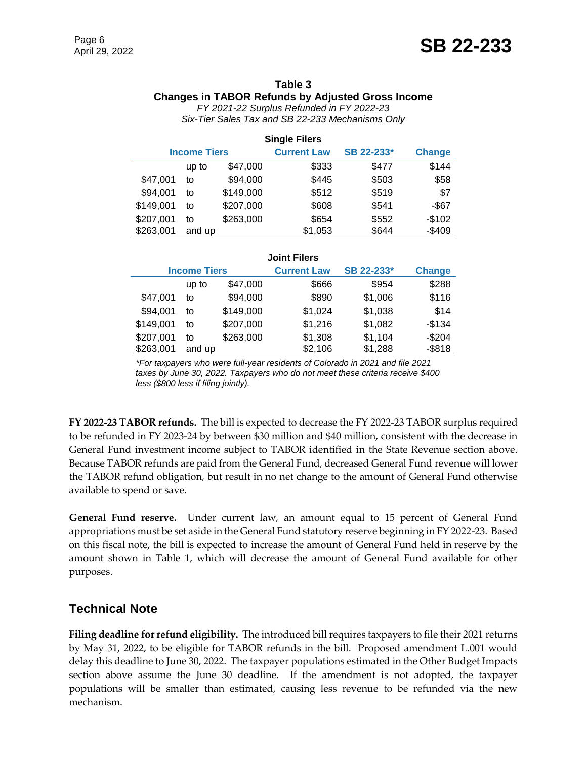**Table 3**
**Changes in TABOR Refunds by Adjusted Gross Income**
*FY 2021-22 Surplus Refunded in FY 2022-23*
*Six-Tier Sales Tax and SB 22-233 Mechanisms Only*

**Single Filers**

| Income Tiers | | | Current Law | SB 22-233* | Change |
|---|---|---|---|---|---|
| | up to | $47,000 | $333 | $477 | $144 |
| $47,001 | to | $94,000 | $445 | $503 | $58 |
| $94,001 | to | $149,000 | $512 | $519 | $7 |
| $149,001 | to | $207,000 | $608 | $541 | -$67 |
| $207,001 | to | $263,000 | $654 | $552 | -$102 |
| $263,001 | and up | | $1,053 | $644 | -$409 |

**Joint Filers**

| Income Tiers | | | Current Law | SB 22-233* | Change |
|---|---|---|---|---|---|
| | up to | $47,000 | $666 | $954 | $288 |
| $47,001 | to | $94,000 | $890 | $1,006 | $116 |
| $94,001 | to | $149,000 | $1,024 | $1,038 | $14 |
| $149,001 | to | $207,000 | $1,216 | $1,082 | -$134 |
| $207,001 | to | $263,000 | $1,308 | $1,104 | -$204 |
| $263,001 | and up | | $2,106 | $1,288 | -$818 |

*\*For taxpayers who were full-year residents of Colorado in 2021 and file 2021 taxes by June 30, 2022. Taxpayers who do not meet these criteria receive $400 less ($800 less if filing jointly).*

**FY 2022-23 TABOR refunds.** The bill is expected to decrease the FY 2022-23 TABOR surplus required to be refunded in FY 2023-24 by between $30 million and $40 million, consistent with the decrease in General Fund investment income subject to TABOR identified in the State Revenue section above. Because TABOR refunds are paid from the General Fund, decreased General Fund revenue will lower the TABOR refund obligation, but result in no net change to the amount of General Fund otherwise available to spend or save.

**General Fund reserve.** Under current law, an amount equal to 15 percent of General Fund appropriations must be set aside in the General Fund statutory reserve beginning in FY 2022-23. Based on this fiscal note, the bill is expected to increase the amount of General Fund held in reserve by the amount shown in Table 1, which will decrease the amount of General Fund available for other purposes.

## Technical Note

**Filing deadline for refund eligibility.** The introduced bill requires taxpayers to file their 2021 returns by May 31, 2022, to be eligible for TABOR refunds in the bill. Proposed amendment L.001 would delay this deadline to June 30, 2022. The taxpayer populations estimated in the Other Budget Impacts section above assume the June 30 deadline. If the amendment is not adopted, the taxpayer populations will be smaller than estimated, causing less revenue to be refunded via the new mechanism.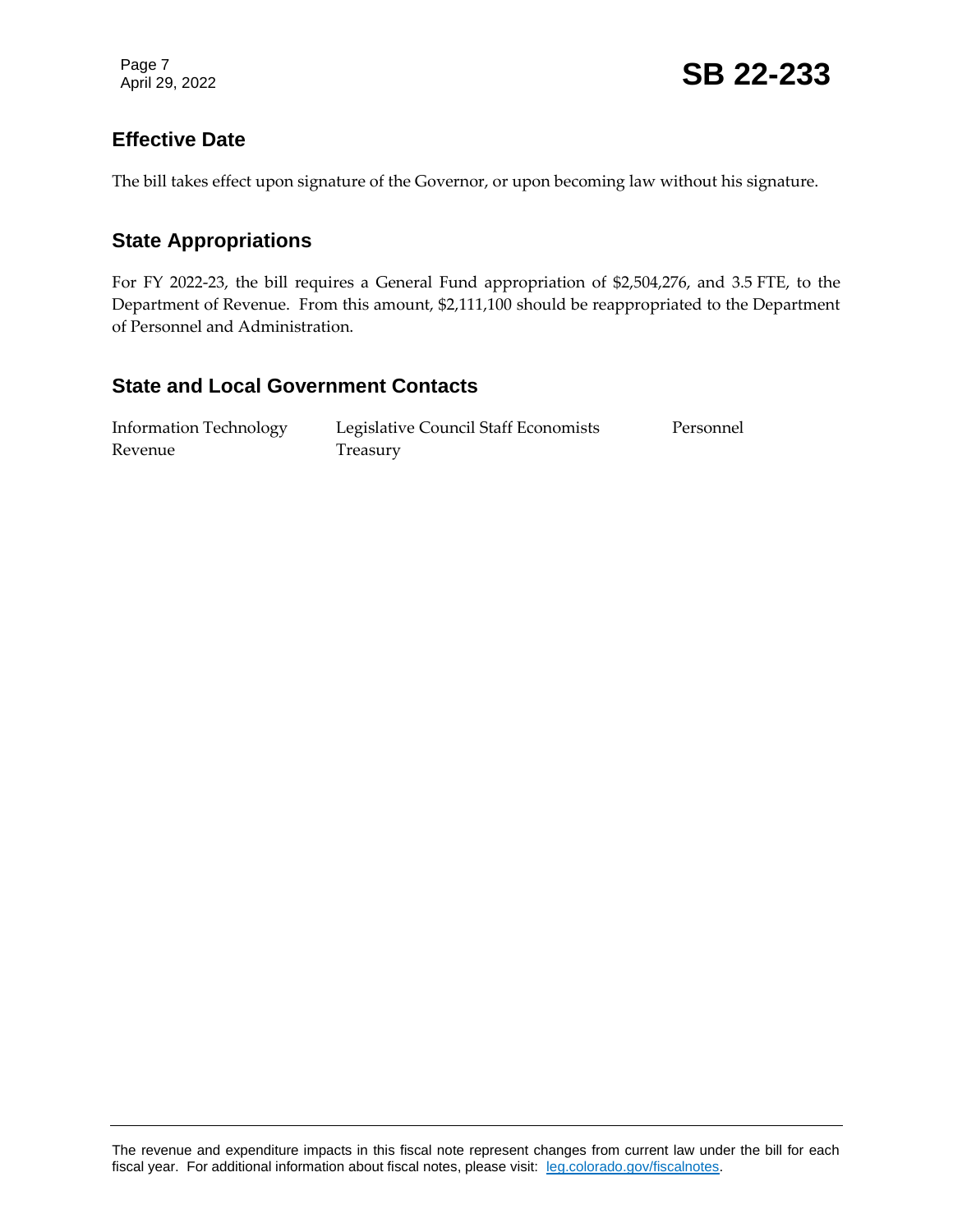## Effective Date

The bill takes effect upon signature of the Governor, or upon becoming law without his signature.

## State Appropriations

For FY 2022-23, the bill requires a General Fund appropriation of $2,504,276, and 3.5 FTE, to the Department of Revenue. From this amount, $2,111,100 should be reappropriated to the Department of Personnel and Administration.

## State and Local Government Contacts

| | | |
|---|---|---|
| Information Technology | Legislative Council Staff Economists | Personnel |
| Revenue | Treasury | |

The revenue and expenditure impacts in this fiscal note represent changes from current law under the bill for each fiscal year. For additional information about fiscal notes, please visit: leg.colorado.gov/fiscalnotes.